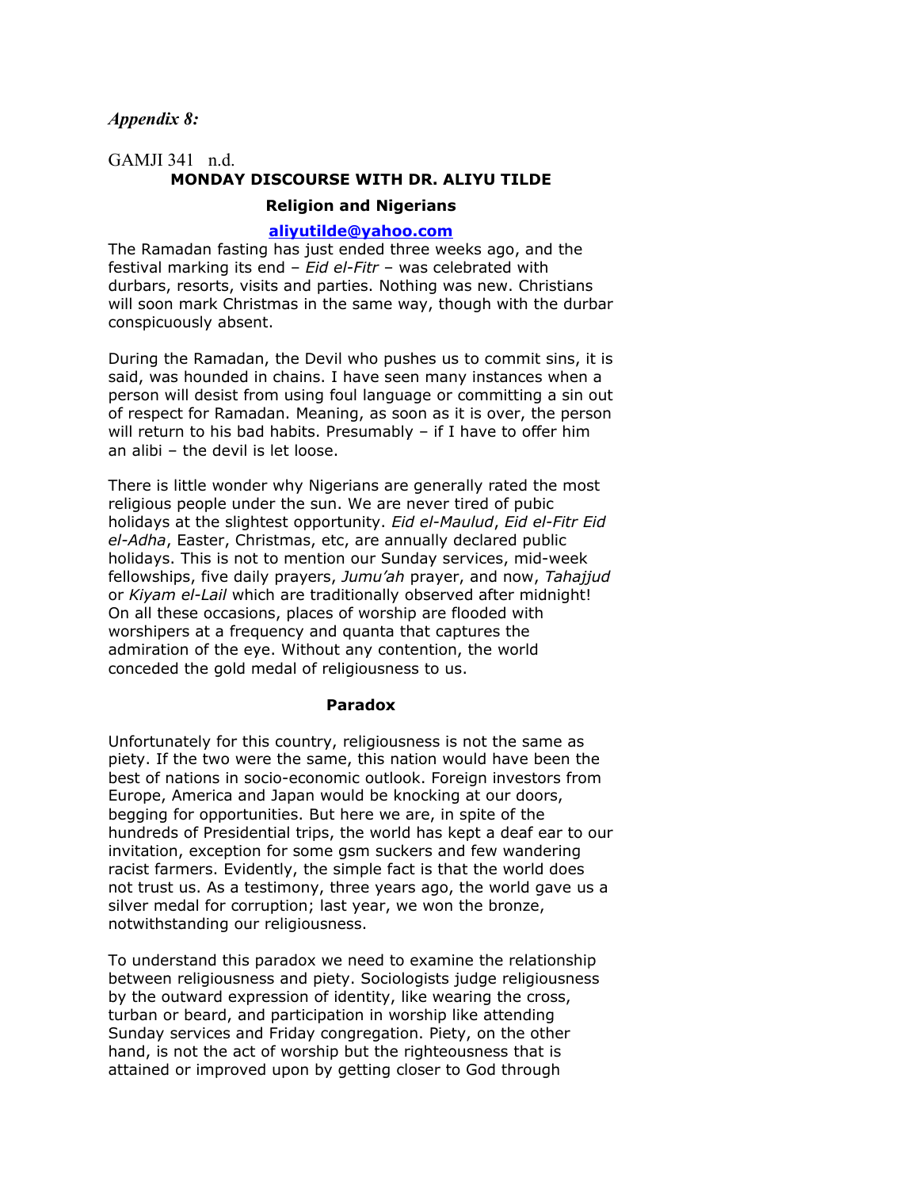*Appendix 8:*

GAMJI 341 n.d.

**MONDAY DISCOURSE WITH DR. ALIYU TILDE**

**Religion and Nigerians**

**aliyutilde@yahoo.com**

The Ramadan fasting has just ended three weeks ago, and the festival marking its end – *Eid el-Fitr* – was celebrated with durbars, resorts, visits and parties. Nothing was new. Christians will soon mark Christmas in the same way, though with the durbar conspicuously absent.

During the Ramadan, the Devil who pushes us to commit sins, it is said, was hounded in chains. I have seen many instances when a person will desist from using foul language or committing a sin out of respect for Ramadan. Meaning, as soon as it is over, the person will return to his bad habits. Presumably – if I have to offer him an alibi – the devil is let loose.

There is little wonder why Nigerians are generally rated the most religious people under the sun. We are never tired of pubic holidays at the slightest opportunity. *Eid el-Maulud*, *Eid el-Fitr Eid el-Adha*, Easter, Christmas, etc, are annually declared public holidays. This is not to mention our Sunday services, mid-week fellowships, five daily prayers, *Jumu'ah* prayer, and now, *Tahajjud* or *Kiyam el-Lail* which are traditionally observed after midnight! On all these occasions, places of worship are flooded with worshipers at a frequency and quanta that captures the admiration of the eye. Without any contention, the world conceded the gold medal of religiousness to us.

**Paradox**

Unfortunately for this country, religiousness is not the same as piety. If the two were the same, this nation would have been the best of nations in socio-economic outlook. Foreign investors from Europe, America and Japan would be knocking at our doors, begging for opportunities. But here we are, in spite of the hundreds of Presidential trips, the world has kept a deaf ear to our invitation, exception for some gsm suckers and few wandering racist farmers. Evidently, the simple fact is that the world does not trust us. As a testimony, three years ago, the world gave us a silver medal for corruption; last year, we won the bronze, notwithstanding our religiousness.

To understand this paradox we need to examine the relationship between religiousness and piety. Sociologists judge religiousness by the outward expression of identity, like wearing the cross, turban or beard, and participation in worship like attending Sunday services and Friday congregation. Piety, on the other hand, is not the act of worship but the righteousness that is attained or improved upon by getting closer to God through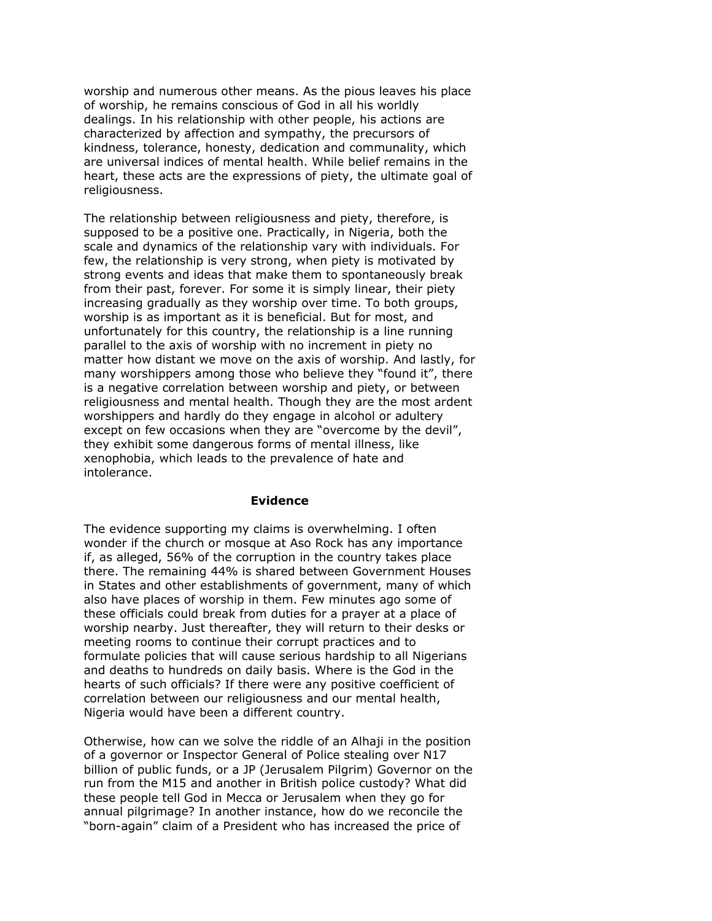worship and numerous other means. As the pious leaves his place of worship, he remains conscious of God in all his worldly dealings. In his relationship with other people, his actions are characterized by affection and sympathy, the precursors of kindness, tolerance, honesty, dedication and communality, which are universal indices of mental health. While belief remains in the heart, these acts are the expressions of piety, the ultimate goal of religiousness.

The relationship between religiousness and piety, therefore, is supposed to be a positive one. Practically, in Nigeria, both the scale and dynamics of the relationship vary with individuals. For few, the relationship is very strong, when piety is motivated by strong events and ideas that make them to spontaneously break from their past, forever. For some it is simply linear, their piety increasing gradually as they worship over time. To both groups, worship is as important as it is beneficial. But for most, and unfortunately for this country, the relationship is a line running parallel to the axis of worship with no increment in piety no matter how distant we move on the axis of worship. And lastly, for many worshippers among those who believe they "found it", there is a negative correlation between worship and piety, or between religiousness and mental health. Though they are the most ardent worshippers and hardly do they engage in alcohol or adultery except on few occasions when they are "overcome by the devil", they exhibit some dangerous forms of mental illness, like xenophobia, which leads to the prevalence of hate and intolerance.

**Evidence**

The evidence supporting my claims is overwhelming. I often wonder if the church or mosque at Aso Rock has any importance if, as alleged, 56% of the corruption in the country takes place there. The remaining 44% is shared between Government Houses in States and other establishments of government, many of which also have places of worship in them. Few minutes ago some of these officials could break from duties for a prayer at a place of worship nearby. Just thereafter, they will return to their desks or meeting rooms to continue their corrupt practices and to formulate policies that will cause serious hardship to all Nigerians and deaths to hundreds on daily basis. Where is the God in the hearts of such officials? If there were any positive coefficient of correlation between our religiousness and our mental health, Nigeria would have been a different country.

Otherwise, how can we solve the riddle of an Alhaji in the position of a governor or Inspector General of Police stealing over N17 billion of public funds, or a JP (Jerusalem Pilgrim) Governor on the run from the M15 and another in British police custody? What did these people tell God in Mecca or Jerusalem when they go for annual pilgrimage? In another instance, how do we reconcile the "born-again" claim of a President who has increased the price of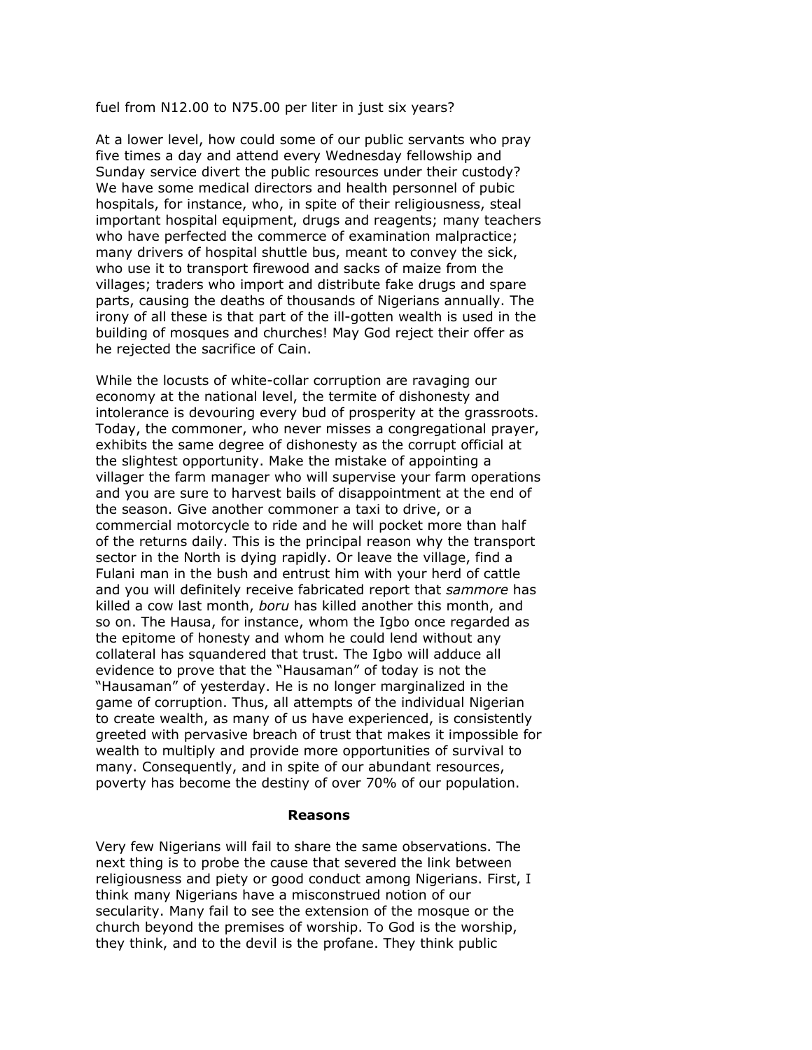fuel from N12.00 to N75.00 per liter in just six years?

At a lower level, how could some of our public servants who pray five times a day and attend every Wednesday fellowship and Sunday service divert the public resources under their custody? We have some medical directors and health personnel of pubic hospitals, for instance, who, in spite of their religiousness, steal important hospital equipment, drugs and reagents; many teachers who have perfected the commerce of examination malpractice; many drivers of hospital shuttle bus, meant to convey the sick, who use it to transport firewood and sacks of maize from the villages; traders who import and distribute fake drugs and spare parts, causing the deaths of thousands of Nigerians annually. The irony of all these is that part of the ill-gotten wealth is used in the building of mosques and churches! May God reject their offer as he rejected the sacrifice of Cain.

While the locusts of white-collar corruption are ravaging our economy at the national level, the termite of dishonesty and intolerance is devouring every bud of prosperity at the grassroots. Today, the commoner, who never misses a congregational prayer, exhibits the same degree of dishonesty as the corrupt official at the slightest opportunity. Make the mistake of appointing a villager the farm manager who will supervise your farm operations and you are sure to harvest bails of disappointment at the end of the season. Give another commoner a taxi to drive, or a commercial motorcycle to ride and he will pocket more than half of the returns daily. This is the principal reason why the transport sector in the North is dying rapidly. Or leave the village, find a Fulani man in the bush and entrust him with your herd of cattle and you will definitely receive fabricated report that *sammore* has killed a cow last month, *boru* has killed another this month, and so on. The Hausa, for instance, whom the Igbo once regarded as the epitome of honesty and whom he could lend without any collateral has squandered that trust. The Igbo will adduce all evidence to prove that the "Hausaman" of today is not the "Hausaman" of yesterday. He is no longer marginalized in the game of corruption. Thus, all attempts of the individual Nigerian to create wealth, as many of us have experienced, is consistently greeted with pervasive breach of trust that makes it impossible for wealth to multiply and provide more opportunities of survival to many. Consequently, and in spite of our abundant resources, poverty has become the destiny of over 70% of our population.

## Reasons

Very few Nigerians will fail to share the same observations. The next thing is to probe the cause that severed the link between religiousness and piety or good conduct among Nigerians. First, I think many Nigerians have a misconstrued notion of our secularity. Many fail to see the extension of the mosque or the church beyond the premises of worship. To God is the worship, they think, and to the devil is the profane. They think public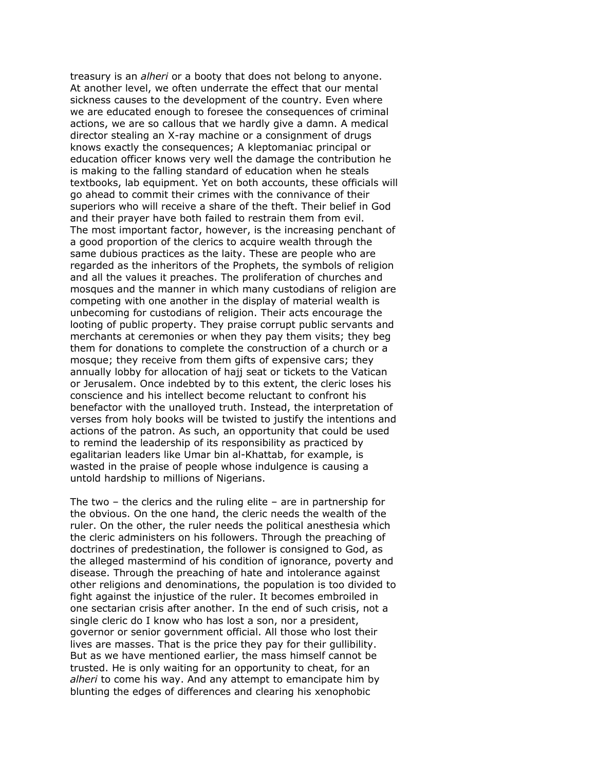treasury is an *alheri* or a booty that does not belong to anyone. At another level, we often underrate the effect that our mental sickness causes to the development of the country. Even where we are educated enough to foresee the consequences of criminal actions, we are so callous that we hardly give a damn. A medical director stealing an X-ray machine or a consignment of drugs knows exactly the consequences; A kleptomaniac principal or education officer knows very well the damage the contribution he is making to the falling standard of education when he steals textbooks, lab equipment. Yet on both accounts, these officials will go ahead to commit their crimes with the connivance of their superiors who will receive a share of the theft. Their belief in God and their prayer have both failed to restrain them from evil. The most important factor, however, is the increasing penchant of a good proportion of the clerics to acquire wealth through the same dubious practices as the laity. These are people who are regarded as the inheritors of the Prophets, the symbols of religion and all the values it preaches. The proliferation of churches and mosques and the manner in which many custodians of religion are competing with one another in the display of material wealth is unbecoming for custodians of religion. Their acts encourage the looting of public property. They praise corrupt public servants and merchants at ceremonies or when they pay them visits; they beg them for donations to complete the construction of a church or a mosque; they receive from them gifts of expensive cars; they annually lobby for allocation of hajj seat or tickets to the Vatican or Jerusalem. Once indebted by to this extent, the cleric loses his conscience and his intellect become reluctant to confront his benefactor with the unalloyed truth. Instead, the interpretation of verses from holy books will be twisted to justify the intentions and actions of the patron. As such, an opportunity that could be used to remind the leadership of its responsibility as practiced by egalitarian leaders like Umar bin al-Khattab, for example, is wasted in the praise of people whose indulgence is causing a untold hardship to millions of Nigerians.

The two – the clerics and the ruling elite – are in partnership for the obvious. On the one hand, the cleric needs the wealth of the ruler. On the other, the ruler needs the political anesthesia which the cleric administers on his followers. Through the preaching of doctrines of predestination, the follower is consigned to God, as the alleged mastermind of his condition of ignorance, poverty and disease. Through the preaching of hate and intolerance against other religions and denominations, the population is too divided to fight against the injustice of the ruler. It becomes embroiled in one sectarian crisis after another. In the end of such crisis, not a single cleric do I know who has lost a son, nor a president, governor or senior government official. All those who lost their lives are masses. That is the price they pay for their gullibility. But as we have mentioned earlier, the mass himself cannot be trusted. He is only waiting for an opportunity to cheat, for an *alheri* to come his way. And any attempt to emancipate him by blunting the edges of differences and clearing his xenophobic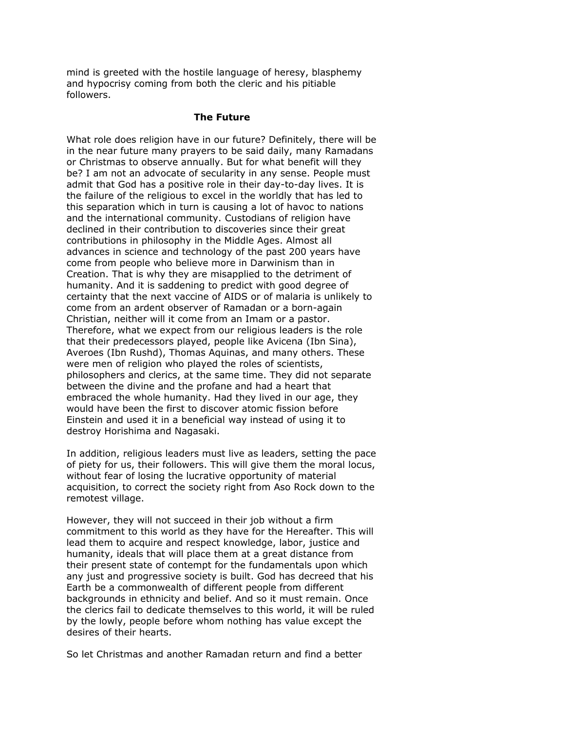mind is greeted with the hostile language of heresy, blasphemy and hypocrisy coming from both the cleric and his pitiable followers.

## The Future

What role does religion have in our future? Definitely, there will be in the near future many prayers to be said daily, many Ramadans or Christmas to observe annually. But for what benefit will they be? I am not an advocate of secularity in any sense. People must admit that God has a positive role in their day-to-day lives. It is the failure of the religious to excel in the worldly that has led to this separation which in turn is causing a lot of havoc to nations and the international community. Custodians of religion have declined in their contribution to discoveries since their great contributions in philosophy in the Middle Ages. Almost all advances in science and technology of the past 200 years have come from people who believe more in Darwinism than in Creation. That is why they are misapplied to the detriment of humanity. And it is saddening to predict with good degree of certainty that the next vaccine of AIDS or of malaria is unlikely to come from an ardent observer of Ramadan or a born-again Christian, neither will it come from an Imam or a pastor. Therefore, what we expect from our religious leaders is the role that their predecessors played, people like Avicena (Ibn Sina), Averoes (Ibn Rushd), Thomas Aquinas, and many others. These were men of religion who played the roles of scientists, philosophers and clerics, at the same time. They did not separate between the divine and the profane and had a heart that embraced the whole humanity. Had they lived in our age, they would have been the first to discover atomic fission before Einstein and used it in a beneficial way instead of using it to destroy Horishima and Nagasaki.

In addition, religious leaders must live as leaders, setting the pace of piety for us, their followers. This will give them the moral locus, without fear of losing the lucrative opportunity of material acquisition, to correct the society right from Aso Rock down to the remotest village.

However, they will not succeed in their job without a firm commitment to this world as they have for the Hereafter. This will lead them to acquire and respect knowledge, labor, justice and humanity, ideals that will place them at a great distance from their present state of contempt for the fundamentals upon which any just and progressive society is built. God has decreed that his Earth be a commonwealth of different people from different backgrounds in ethnicity and belief. And so it must remain. Once the clerics fail to dedicate themselves to this world, it will be ruled by the lowly, people before whom nothing has value except the desires of their hearts.

So let Christmas and another Ramadan return and find a better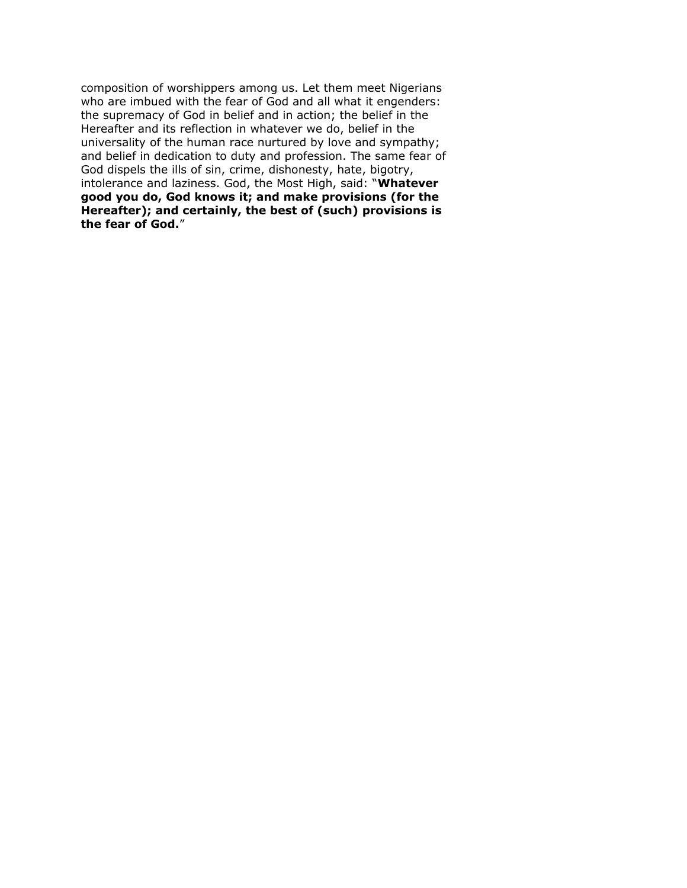composition of worshippers among us. Let them meet Nigerians who are imbued with the fear of God and all what it engenders: the supremacy of God in belief and in action; the belief in the Hereafter and its reflection in whatever we do, belief in the universality of the human race nurtured by love and sympathy; and belief in dedication to duty and profession. The same fear of God dispels the ills of sin, crime, dishonesty, hate, bigotry, intolerance and laziness. God, the Most High, said: "**Whatever good you do, God knows it; and make provisions (for the Hereafter); and certainly, the best of (such) provisions is the fear of God.**"